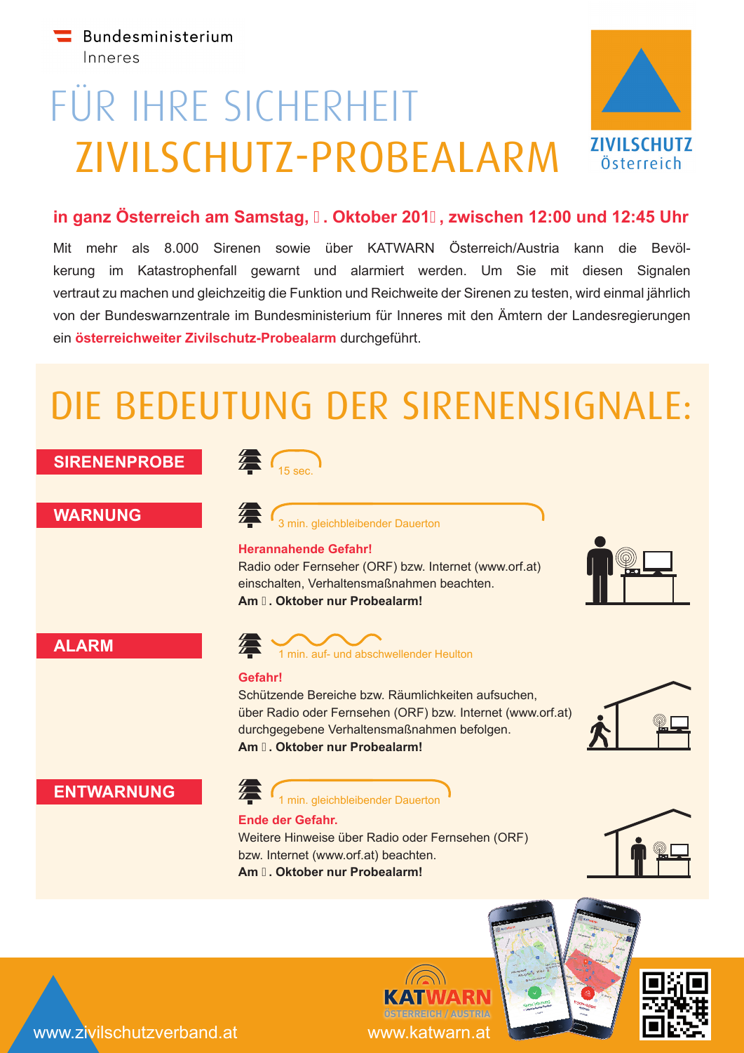Bundesministerium
Inneres

# FÜR IHRE SICHERHEIT
# ZIVILSCHUTZ-PROBEALARM

ZIVILSCHUTZ
Österreich

**in ganz Österreich am Samstag, . Oktober 201 , zwischen 12:00 und 12:45 Uhr**

Mit mehr als 8.000 Sirenen sowie über KATWARN Österreich/Austria kann die Bevölkerung im Katastrophenfall gewarnt und alarmiert werden. Um Sie mit diesen Signalen vertraut zu machen und gleichzeitig die Funktion und Reichweite der Sirenen zu testen, wird einmal jährlich von der Bundeswarnzentrale im Bundesministerium für Inneres mit den Ämtern der Landesregierungen ein **österreichweiter Zivilschutz-Probealarm** durchgeführt.

## DIE BEDEUTUNG DER SIRENENSIGNALE:

### SIRENENPROBE

15 sec.

### WARNUNG

3 min. gleichbleibender Dauerton

**Herannahende Gefahr!**
Radio oder Fernseher (ORF) bzw. Internet (www.orf.at) einschalten, Verhaltensmaßnahmen beachten.
**Am . Oktober nur Probealarm!**

### ALARM

1 min. auf- und abschwellender Heulton

**Gefahr!**
Schützende Bereiche bzw. Räumlichkeiten aufsuchen, über Radio oder Fernsehen (ORF) bzw. Internet (www.orf.at) durchgegebene Verhaltensmaßnahmen befolgen.
**Am . Oktober nur Probealarm!**

### ENTWARNUNG

1 min. gleichbleibender Dauerton

**Ende der Gefahr.**
Weitere Hinweise über Radio oder Fernsehen (ORF) bzw. Internet (www.orf.at) beachten.
**Am . Oktober nur Probealarm!**

www.zivilschutzverband.at

KATWARN ÖSTERREICH / AUSTRIA
www.katwarn.at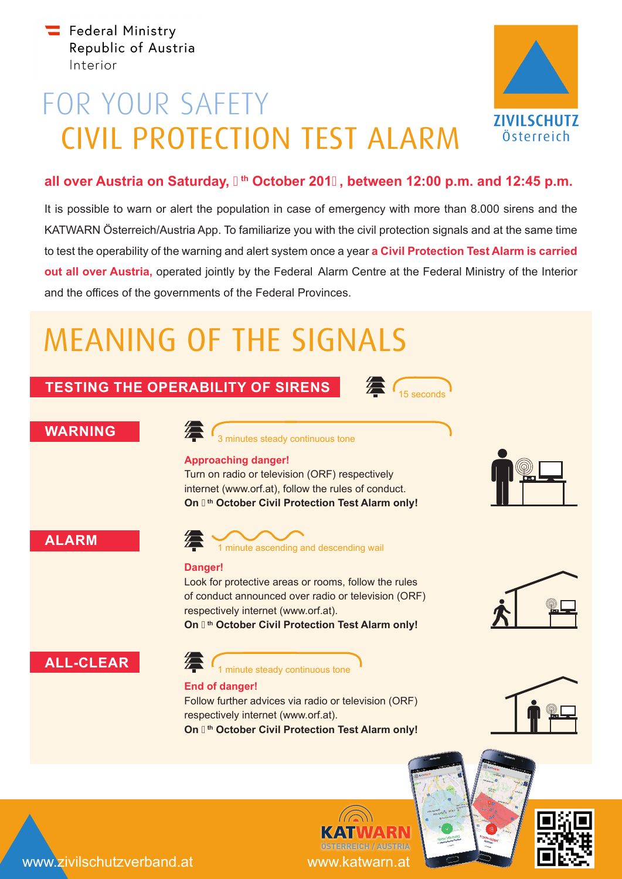Federal Ministry
Republic of Austria
Interior

# FOR YOUR SAFETY
# CIVIL PROTECTION TEST ALARM

ZIVILSCHUTZ
Österreich

**all over Austria on Saturday, th October 201, between 12:00 p.m. and 12:45 p.m.**

It is possible to warn or alert the population in case of emergency with more than 8.000 sirens and the KATWARN Österreich/Austria App. To familiarize you with the civil protection signals and at the same time to test the operability of the warning and alert system once a year **a Civil Protection Test Alarm is carried out all over Austria,** operated jointly by the Federal Alarm Centre at the Federal Ministry of the Interior and the offices of the governments of the Federal Provinces.

## MEANING OF THE SIGNALS

### TESTING THE OPERABILITY OF SIRENS

15 seconds

### WARNING

3 minutes steady continuous tone

**Approaching danger!**
Turn on radio or television (ORF) respectively internet (www.orf.at), follow the rules of conduct.
**On th October Civil Protection Test Alarm only!**

### ALARM

1 minute ascending and descending wail

**Danger!**
Look for protective areas or rooms, follow the rules of conduct announced over radio or television (ORF) respectively internet (www.orf.at).
**On th October Civil Protection Test Alarm only!**

### ALL-CLEAR

1 minute steady continuous tone

**End of danger!**
Follow further advices via radio or television (ORF) respectively internet (www.orf.at).
**On th October Civil Protection Test Alarm only!**

KATWARN ÖSTERREICH / AUSTRIA

www.zivilschutzverband.at

www.katwarn.at